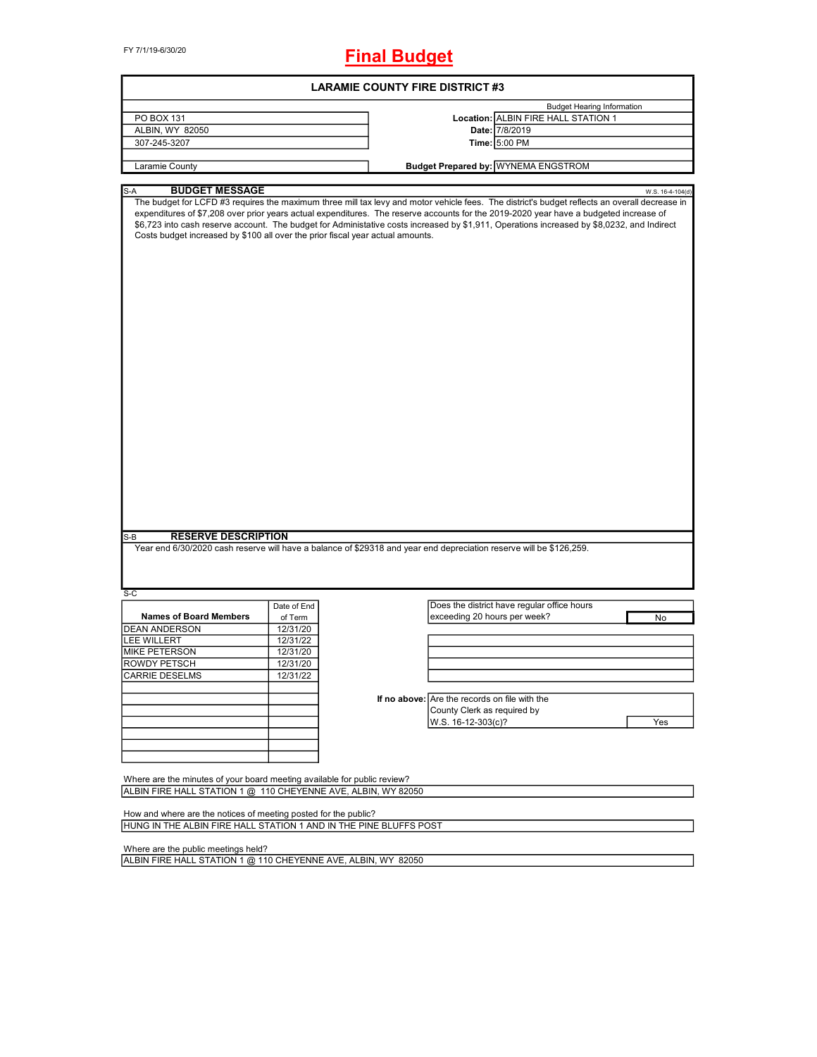FY 7/1/19-6/30/20

# Final Budget

## LARAMIE COUNTY FIRE DISTRICT #3

| | | |
|---|---|---|
| | | Budget Hearing Information |
| PO BOX 131 | Location: | ALBIN FIRE HALL STATION 1 |
| ALBIN, WY 82050 | Date: | 7/8/2019 |
| 307-245-3207 | Time: | 5:00 PM |
| Laramie County | Budget Prepared by: | WYNEMA ENGSTROM |

S-A **BUDGET MESSAGE** W.S. 16-4-104(d)

The budget for LCFD #3 requires the maximum three mill tax levy and motor vehicle fees. The district's budget reflects an overall decrease in expenditures of $7,208 over prior years actual expenditures. The reserve accounts for the 2019-2020 year have a budgeted increase of $6,723 into cash reserve account. The budget for Administative costs increased by $1,911, Operations increased by $8,0232, and Indirect Costs budget increased by $100 all over the prior fiscal year actual amounts.

S-B **RESERVE DESCRIPTION**

Year end 6/30/2020 cash reserve will have a balance of $29318 and year end depreciation reserve will be $126,259.

S-C

| Names of Board Members | Date of End of Term |
|---|---|
| DEAN ANDERSON | 12/31/20 |
| LEE WILLERT | 12/31/22 |
| MIKE PETERSON | 12/31/20 |
| ROWDY PETSCH | 12/31/20 |
| CARRIE DESELMS | 12/31/22 |

Does the district have regular office hours exceeding 20 hours per week? **No**

If no above: Are the records on file with the County Clerk as required by W.S. 16-12-303(c)? **Yes**

Where are the minutes of your board meeting available for public review?
ALBIN FIRE HALL STATION 1 @ 110 CHEYENNE AVE, ALBIN, WY 82050

How and where are the notices of meeting posted for the public?
HUNG IN THE ALBIN FIRE HALL STATION 1 AND IN THE PINE BLUFFS POST

Where are the public meetings held?
ALBIN FIRE HALL STATION 1 @ 110 CHEYENNE AVE, ALBIN, WY 82050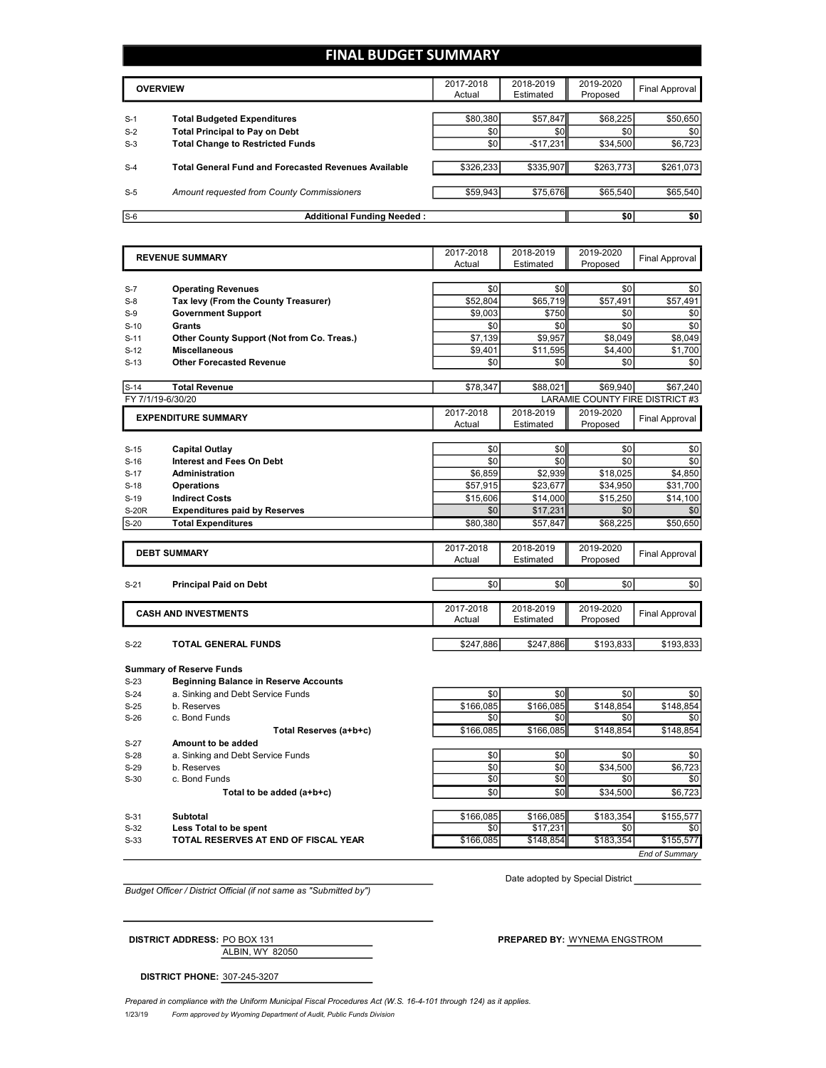# FINAL BUDGET SUMMARY

| | OVERVIEW | 2017-2018 Actual | 2018-2019 Estimated | 2019-2020 Proposed | Final Approval |
|---|---|---|---|---|---|
| S-1 | **Total Budgeted Expenditures** | $80,380 | $57,847 | $68,225 | $50,650 |
| S-2 | **Total Principal to Pay on Debt** | $0 | $0 | $0 | $0 |
| S-3 | **Total Change to Restricted Funds** | $0 | -$17,231 | $34,500 | $6,723 |
| S-4 | **Total General Fund and Forecasted Revenues Available** | $326,233 | $335,907 | $263,773 | $261,073 |
| S-5 | *Amount requested from County Commissioners* | $59,943 | $75,676 | $65,540 | $65,540 |
| S-6 | **Additional Funding Needed :** | | | $0 | $0 |

| | REVENUE SUMMARY | 2017-2018 Actual | 2018-2019 Estimated | 2019-2020 Proposed | Final Approval |
|---|---|---|---|---|---|
| S-7 | **Operating Revenues** | $0 | $0 | $0 | $0 |
| S-8 | **Tax levy (From the County Treasurer)** | $52,804 | $65,719 | $57,491 | $57,491 |
| S-9 | **Government Support** | $9,003 | $750 | $0 | $0 |
| S-10 | **Grants** | $0 | $0 | $0 | $0 |
| S-11 | **Other County Support (Not from Co. Treas.)** | $7,139 | $9,957 | $8,049 | $8,049 |
| S-12 | **Miscellaneous** | $9,401 | $11,595 | $4,400 | $1,700 |
| S-13 | **Other Forecasted Revenue** | $0 | $0 | $0 | $0 |
| S-14 | **Total Revenue** | $78,347 | $88,021 | $69,940 | $67,240 |

FY 7/1/19-6/30/20 — LARAMIE COUNTY FIRE DISTRICT #3

| | EXPENDITURE SUMMARY | 2017-2018 Actual | 2018-2019 Estimated | 2019-2020 Proposed | Final Approval |
|---|---|---|---|---|---|
| S-15 | **Capital Outlay** | $0 | $0 | $0 | $0 |
| S-16 | **Interest and Fees On Debt** | $0 | $0 | $0 | $0 |
| S-17 | **Administration** | $6,859 | $2,939 | $18,025 | $4,850 |
| S-18 | **Operations** | $57,915 | $23,677 | $34,950 | $31,700 |
| S-19 | **Indirect Costs** | $15,606 | $14,000 | $15,250 | $14,100 |
| S-20R | **Expenditures paid by Reserves** | $0 | $17,231 | $0 | $0 |
| S-20 | **Total Expenditures** | $80,380 | $57,847 | $68,225 | $50,650 |

| | DEBT SUMMARY | 2017-2018 Actual | 2018-2019 Estimated | 2019-2020 Proposed | Final Approval |
|---|---|---|---|---|---|
| S-21 | **Principal Paid on Debt** | $0 | $0 | $0 | $0 |

| | CASH AND INVESTMENTS | 2017-2018 Actual | 2018-2019 Estimated | 2019-2020 Proposed | Final Approval |
|---|---|---|---|---|---|
| S-22 | **TOTAL GENERAL FUNDS** | $247,886 | $247,886 | $193,833 | $193,833 |
| | **Summary of Reserve Funds** | | | | |
| S-23 | **Beginning Balance in Reserve Accounts** | | | | |
| S-24 | a. Sinking and Debt Service Funds | $0 | $0 | $0 | $0 |
| S-25 | b. Reserves | $166,085 | $166,085 | $148,854 | $148,854 |
| S-26 | c. Bond Funds | $0 | $0 | $0 | $0 |
| | **Total Reserves (a+b+c)** | $166,085 | $166,085 | $148,854 | $148,854 |
| S-27 | **Amount to be added** | | | | |
| S-28 | a. Sinking and Debt Service Funds | $0 | $0 | $0 | $0 |
| S-29 | b. Reserves | $0 | $0 | $34,500 | $6,723 |
| S-30 | c. Bond Funds | $0 | $0 | $0 | $0 |
| | **Total to be added (a+b+c)** | $0 | $0 | $34,500 | $6,723 |
| S-31 | **Subtotal** | $166,085 | $166,085 | $183,354 | $155,577 |
| S-32 | **Less Total to be spent** | $0 | $17,231 | $0 | $0 |
| S-33 | **TOTAL RESERVES AT END OF FISCAL YEAR** | $166,085 | $148,854 | $183,354 | $155,577 |

*End of Summary*

*Budget Officer / District Official (if not same as "Submitted by")*

Date adopted by Special District ____________

**DISTRICT ADDRESS:** PO BOX 131
ALBIN, WY 82050

**PREPARED BY:** WYNEMA ENGSTROM

**DISTRICT PHONE:** 307-245-3207

*Prepared in compliance with the Uniform Municipal Fiscal Procedures Act (W.S. 16-4-101 through 124) as it applies.*

1/23/19 *Form approved by Wyoming Department of Audit, Public Funds Division*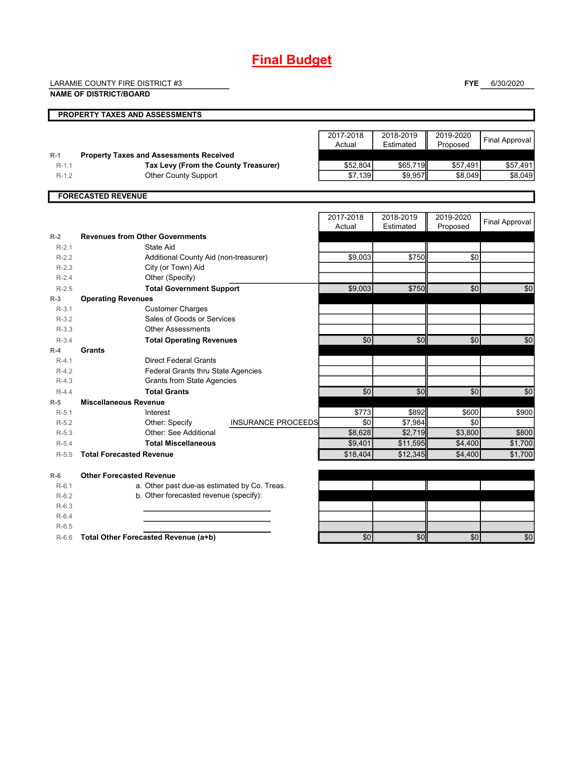# Final Budget

LARAMIE COUNTY FIRE DISTRICT #3

**NAME OF DISTRICT/BOARD**

**FYE** 6/30/2020

## PROPERTY TAXES AND ASSESSMENTS

| | | 2017-2018 Actual | 2018-2019 Estimated | 2019-2020 Proposed | Final Approval |
|---|---|---|---|---|---|
| R-1 | **Property Taxes and Assessments Received** | | | | |
| R-1.1 | **Tax Levy (From the County Treasurer)** | $52,804 | $65,719 | $57,491 | $57,491 |
| R-1.2 | Other County Support | $7,139 | $9,957 | $8,049 | $8,049 |

## FORECASTED REVENUE

| | | 2017-2018 Actual | 2018-2019 Estimated | 2019-2020 Proposed | Final Approval |
|---|---|---|---|---|---|
| R-2 | **Revenues from Other Governments** | | | | |
| R-2.1 | State Aid | | | | |
| R-2.2 | Additional County Aid (non-treasurer) | $9,003 | $750 | $0 | |
| R-2.3 | City (or Town) Aid | | | | |
| R-2.4 | Other (Specify) | | | | |
| R-2.5 | **Total Government Support** | $9,003 | $750 | $0 | $0 |
| R-3 | **Operating Revenues** | | | | |
| R-3.1 | Customer Charges | | | | |
| R-3.2 | Sales of Goods or Services | | | | |
| R-3.3 | Other Assessments | | | | |
| R-3.4 | **Total Operating Revenues** | $0 | $0 | $0 | $0 |
| R-4 | **Grants** | | | | |
| R-4.1 | Direct Federal Grants | | | | |
| R-4.2 | Federal Grants thru State Agencies | | | | |
| R-4.3 | Grants from State Agencies | | | | |
| R-4.4 | **Total Grants** | $0 | $0 | $0 | $0 |
| R-5 | **Miscellaneous Revenue** | | | | |
| R-5.1 | Interest | $773 | $892 | $600 | $900 |
| R-5.2 | Other: Specify INSURANCE PROCEEDS | $0 | $7,984 | $0 | |
| R-5.3 | Other: See Additional | $8,628 | $2,719 | $3,800 | $800 |
| R-5.4 | **Total Miscellaneous** | $9,401 | $11,595 | $4,400 | $1,700 |
| R-5.5 | **Total Forecasted Revenue** | $18,404 | $12,345 | $4,400 | $1,700 |
| R-6 | **Other Forecasted Revenue** | | | | |
| R-6.1 | a. Other past due-as estimated by Co. Treas. | | | | |
| R-6.2 | b. Other forecasted revenue (specify): | | | | |
| R-6.3 | | | | | |
| R-6.4 | | | | | |
| R-6.5 | | | | | |
| R-6.6 | **Total Other Forecasted Revenue (a+b)** | $0 | $0 | $0 | $0 |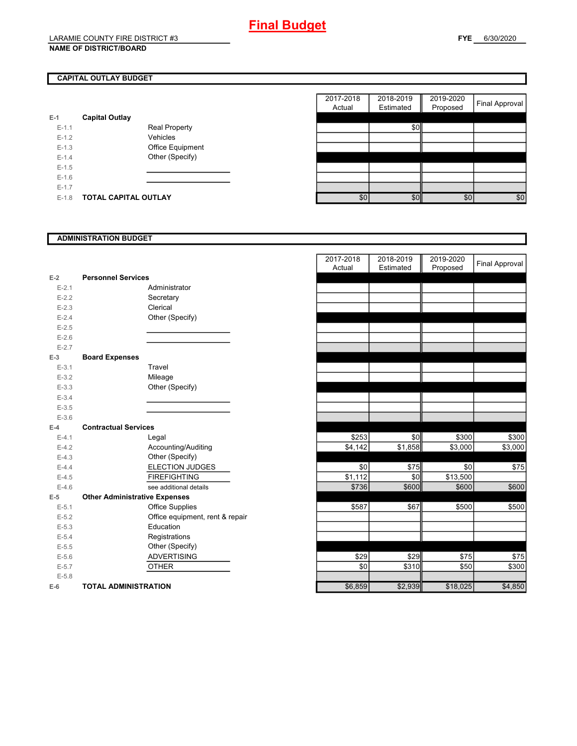# Final Budget

LARAMIE COUNTY FIRE DISTRICT #3

**NAME OF DISTRICT/BOARD**

**FYE** 6/30/2020

## CAPITAL OUTLAY BUDGET

| | | | 2017-2018 Actual | 2018-2019 Estimated | 2019-2020 Proposed | Final Approval |
|---|---|---|---|---|---|---|
| E-1 | **Capital Outlay** | | | | | |
| E-1.1 | | Real Property | | $0 | | |
| E-1.2 | | Vehicles | | | | |
| E-1.3 | | Office Equipment | | | | |
| E-1.4 | | Other (Specify) | | | | |
| E-1.5 | | | | | | |
| E-1.6 | | | | | | |
| E-1.7 | | | | | | |
| E-1.8 | **TOTAL CAPITAL OUTLAY** | | $0 | $0 | $0 | $0 |

## ADMINISTRATION BUDGET

| | | | 2017-2018 Actual | 2018-2019 Estimated | 2019-2020 Proposed | Final Approval |
|---|---|---|---|---|---|---|
| E-2 | **Personnel Services** | | | | | |
| E-2.1 | | Administrator | | | | |
| E-2.2 | | Secretary | | | | |
| E-2.3 | | Clerical | | | | |
| E-2.4 | | Other (Specify) | | | | |
| E-2.5 | | | | | | |
| E-2.6 | | | | | | |
| E-2.7 | | | | | | |
| E-3 | **Board Expenses** | | | | | |
| E-3.1 | | Travel | | | | |
| E-3.2 | | Mileage | | | | |
| E-3.3 | | Other (Specify) | | | | |
| E-3.4 | | | | | | |
| E-3.5 | | | | | | |
| E-3.6 | | | | | | |
| E-4 | **Contractual Services** | | | | | |
| E-4.1 | | Legal | $253 | $0 | $300 | $300 |
| E-4.2 | | Accounting/Auditing | $4,142 | $1,858 | $3,000 | $3,000 |
| E-4.3 | | Other (Specify) | | | | |
| E-4.4 | | ELECTION JUDGES | $0 | $75 | $0 | $75 |
| E-4.5 | | FIREFIGHTING | $1,112 | $0 | $13,500 | |
| E-4.6 | | see additional details | $736 | $600 | $600 | $600 |
| E-5 | **Other Administrative Expenses** | | | | | |
| E-5.1 | | Office Supplies | $587 | $67 | $500 | $500 |
| E-5.2 | | Office equipment, rent & repair | | | | |
| E-5.3 | | Education | | | | |
| E-5.4 | | Registrations | | | | |
| E-5.5 | | Other (Specify) | | | | |
| E-5.6 | | ADVERTISING | $29 | $29 | $75 | $75 |
| E-5.7 | | OTHER | $0 | $310 | $50 | $300 |
| E-5.8 | | | | | | |
| E-6 | **TOTAL ADMINISTRATION** | | $6,859 | $2,939 | $18,025 | $4,850 |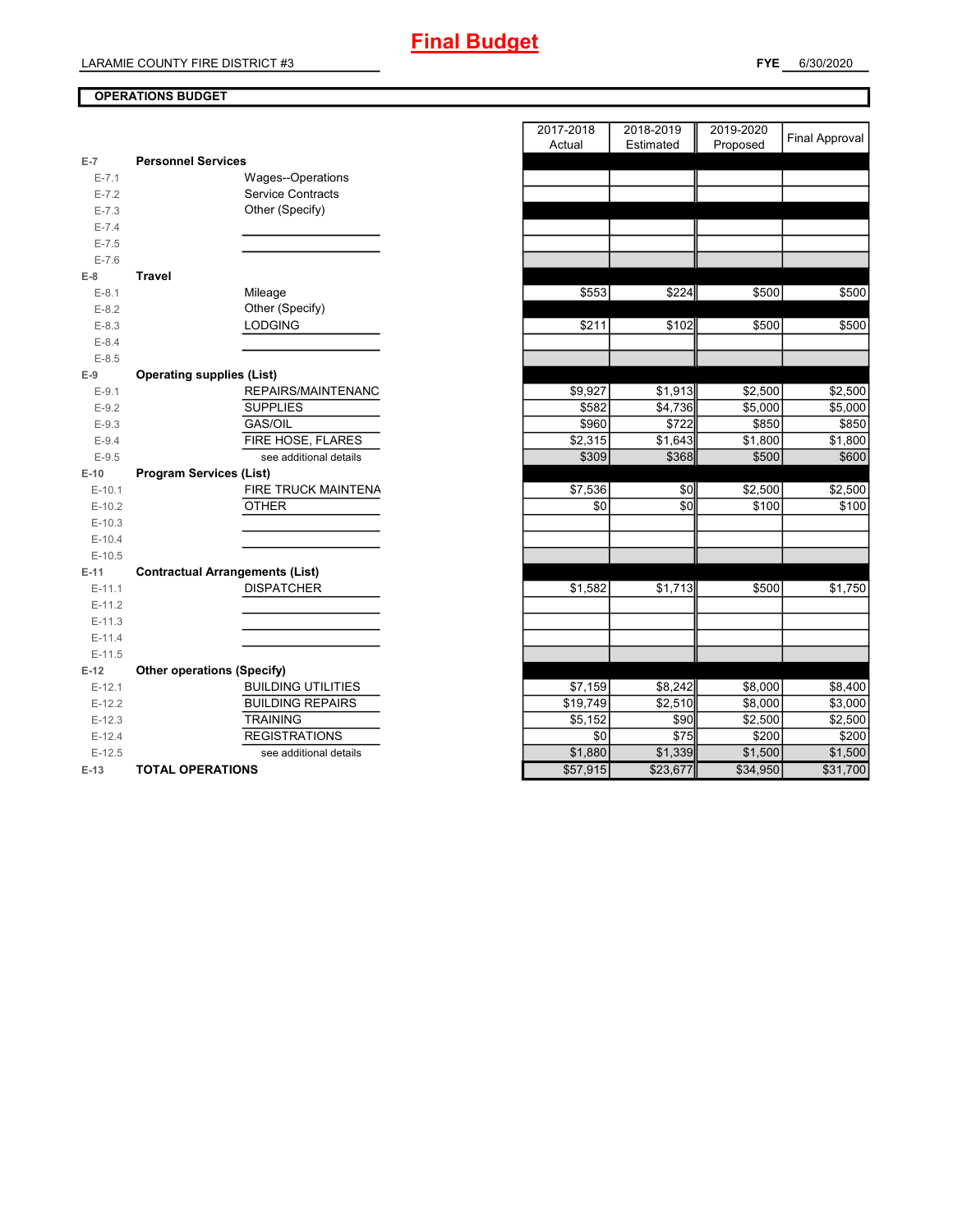# Final Budget

LARAMIE COUNTY FIRE DISTRICT #3

**FYE** 6/30/2020

**OPERATIONS BUDGET**

| | | | 2017-2018 Actual | 2018-2019 Estimated | 2019-2020 Proposed | Final Approval |
|---|---|---|---|---|---|---|
| E-7 | **Personnel Services** | | | | | |
| E-7.1 | | Wages--Operations | | | | |
| E-7.2 | | Service Contracts | | | | |
| E-7.3 | | Other (Specify) | | | | |
| E-7.4 | | | | | | |
| E-7.5 | | | | | | |
| E-7.6 | | | | | | |
| E-8 | **Travel** | | | | | |
| E-8.1 | | Mileage | $553 | $224 | $500 | $500 |
| E-8.2 | | Other (Specify) | | | | |
| E-8.3 | | LODGING | $211 | $102 | $500 | $500 |
| E-8.4 | | | | | | |
| E-8.5 | | | | | | |
| E-9 | **Operating supplies (List)** | | | | | |
| E-9.1 | | REPAIRS/MAINTENANC | $9,927 | $1,913 | $2,500 | $2,500 |
| E-9.2 | | SUPPLIES | $582 | $4,736 | $5,000 | $5,000 |
| E-9.3 | | GAS/OIL | $960 | $722 | $850 | $850 |
| E-9.4 | | FIRE HOSE, FLARES | $2,315 | $1,643 | $1,800 | $1,800 |
| E-9.5 | | see additional details | $309 | $368 | $500 | $600 |
| E-10 | **Program Services (List)** | | | | | |
| E-10.1 | | FIRE TRUCK MAINTENA | $7,536 | $0 | $2,500 | $2,500 |
| E-10.2 | | OTHER | $0 | $0 | $100 | $100 |
| E-10.3 | | | | | | |
| E-10.4 | | | | | | |
| E-10.5 | | | | | | |
| E-11 | **Contractual Arrangements (List)** | | | | | |
| E-11.1 | | DISPATCHER | $1,582 | $1,713 | $500 | $1,750 |
| E-11.2 | | | | | | |
| E-11.3 | | | | | | |
| E-11.4 | | | | | | |
| E-11.5 | | | | | | |
| E-12 | **Other operations (Specify)** | | | | | |
| E-12.1 | | BUILDING UTILITIES | $7,159 | $8,242 | $8,000 | $8,400 |
| E-12.2 | | BUILDING REPAIRS | $19,749 | $2,510 | $8,000 | $3,000 |
| E-12.3 | | TRAINING | $5,152 | $90 | $2,500 | $2,500 |
| E-12.4 | | REGISTRATIONS | $0 | $75 | $200 | $200 |
| E-12.5 | | see additional details | $1,880 | $1,339 | $1,500 | $1,500 |
| E-13 | **TOTAL OPERATIONS** | | $57,915 | $23,677 | $34,950 | $31,700 |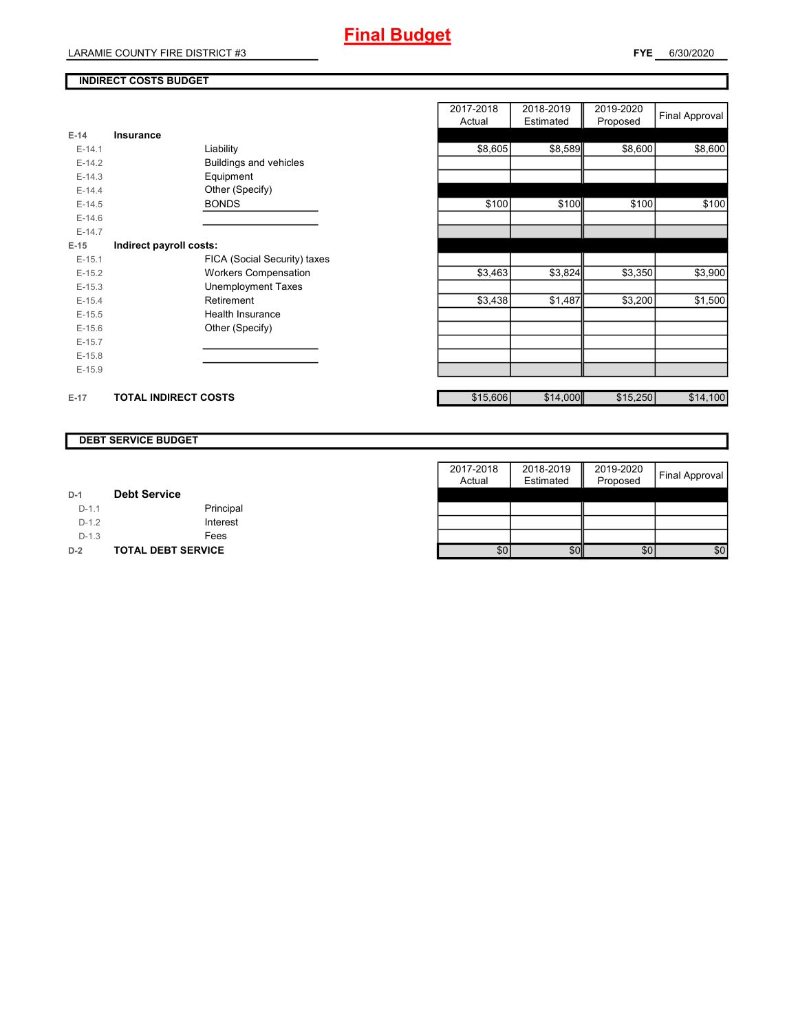# Final Budget

LARAMIE COUNTY FIRE DISTRICT #3

**FYE** 6/30/2020

## INDIRECT COSTS BUDGET

| | | | 2017-2018 Actual | 2018-2019 Estimated | 2019-2020 Proposed | Final Approval |
|---|---|---|---|---|---|---|
| E-14 | **Insurance** | | | | | |
| E-14.1 | | Liability | $8,605 | $8,589 | $8,600 | $8,600 |
| E-14.2 | | Buildings and vehicles | | | | |
| E-14.3 | | Equipment | | | | |
| E-14.4 | | Other (Specify) | | | | |
| E-14.5 | | BONDS | $100 | $100 | $100 | $100 |
| E-14.6 | | | | | | |
| E-14.7 | | | | | | |
| E-15 | **Indirect payroll costs:** | | | | | |
| E-15.1 | | FICA (Social Security) taxes | | | | |
| E-15.2 | | Workers Compensation | $3,463 | $3,824 | $3,350 | $3,900 |
| E-15.3 | | Unemployment Taxes | | | | |
| E-15.4 | | Retirement | $3,438 | $1,487 | $3,200 | $1,500 |
| E-15.5 | | Health Insurance | | | | |
| E-15.6 | | Other (Specify) | | | | |
| E-15.7 | | | | | | |
| E-15.8 | | | | | | |
| E-15.9 | | | | | | |
| E-17 | **TOTAL INDIRECT COSTS** | | $15,606 | $14,000 | $15,250 | $14,100 |

## DEBT SERVICE BUDGET

| | | | 2017-2018 Actual | 2018-2019 Estimated | 2019-2020 Proposed | Final Approval |
|---|---|---|---|---|---|---|
| D-1 | **Debt Service** | | | | | |
| D-1.1 | | Principal | | | | |
| D-1.2 | | Interest | | | | |
| D-1.3 | | Fees | | | | |
| D-2 | **TOTAL DEBT SERVICE** | | $0 | $0 | $0 | $0 |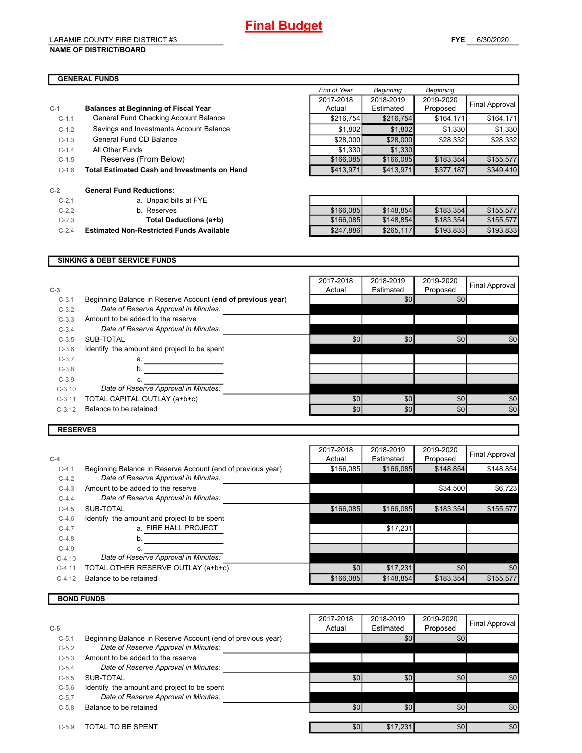# Final Budget

LARAMIE COUNTY FIRE DISTRICT #3
**NAME OF DISTRICT/BOARD**

**FYE** 6/30/2020

## GENERAL FUNDS

| | | End of Year 2017-2018 Actual | Beginning 2018-2019 Estimated | Beginning 2019-2020 Proposed | Final Approval |
|---|---|---|---|---|---|
| **C-1** | **Balances at Beginning of Fiscal Year** | | | | |
| C-1.1 | General Fund Checking Account Balance | $216,754 | $216,754 | $164,171 | $164,171 |
| C-1.2 | Savings and Investments Account Balance | $1,802 | $1,802 | $1,330 | $1,330 |
| C-1.3 | General Fund CD Balance | $28,000 | $28,000 | $28,332 | $28,332 |
| C-1.4 | All Other Funds | $1,330 | $1,330 | | |
| C-1.5 | Reserves (From Below) | $166,085 | $166,085 | $183,354 | $155,577 |
| C-1.6 | **Total Estimated Cash and Investments on Hand** | $413,971 | $413,971 | $377,187 | $349,410 |
| **C-2** | **General Fund Reductions:** | | | | |
| C-2.1 | a. Unpaid bills at FYE | | | | |
| C-2.2 | b. Reserves | $166,085 | $148,854 | $183,354 | $155,577 |
| C-2.3 | **Total Deductions (a+b)** | $166,085 | $148,854 | $183,354 | $155,577 |
| C-2.4 | **Estimated Non-Restricted Funds Available** | $247,886 | $265,117 | $193,833 | $193,833 |

## SINKING & DEBT SERVICE FUNDS

| **C-3** | | 2017-2018 Actual | 2018-2019 Estimated | 2019-2020 Proposed | Final Approval |
|---|---|---|---|---|---|
| C-3.1 | Beginning Balance in Reserve Account (**end of previous year**) | | $0 | $0 | |
| C-3.2 | *Date of Reserve Approval in Minutes:* | | | | |
| C-3.3 | Amount to be added to the reserve | | | | |
| C-3.4 | *Date of Reserve Approval in Minutes:* | | | | |
| C-3.5 | SUB-TOTAL | $0 | $0 | $0 | $0 |
| C-3.6 | Identify the amount and project to be spent | | | | |
| C-3.7 | a. | | | | |
| C-3.8 | b. | | | | |
| C-3.9 | c. | | | | |
| C-3.10 | *Date of Reserve Approval in Minutes:* | | | | |
| C-3.11 | TOTAL CAPITAL OUTLAY (a+b+c) | $0 | $0 | $0 | $0 |
| C-3.12 | Balance to be retained | $0 | $0 | $0 | $0 |

## RESERVES

| **C-4** | | 2017-2018 Actual | 2018-2019 Estimated | 2019-2020 Proposed | Final Approval |
|---|---|---|---|---|---|
| C-4.1 | Beginning Balance in Reserve Account (end of previous year) | $166,085 | $166,085 | $148,854 | $148,854 |
| C-4.2 | *Date of Reserve Approval in Minutes:* | | | | |
| C-4.3 | Amount to be added to the reserve | | | $34,500 | $6,723 |
| C-4.4 | *Date of Reserve Approval in Minutes:* | | | | |
| C-4.5 | SUB-TOTAL | $166,085 | $166,085 | $183,354 | $155,577 |
| C-4.6 | Identify the amount and project to be spent | | | | |
| C-4.7 | a. FIRE HALL PROJECT | | $17,231 | | |
| C-4.8 | b. | | | | |
| C-4.9 | c. | | | | |
| C-4.10 | *Date of Reserve Approval in Minutes:* | | | | |
| C-4.11 | TOTAL OTHER RESERVE OUTLAY (a+b+c) | $0 | $17,231 | $0 | $0 |
| C-4.12 | Balance to be retained | $166,085 | $148,854 | $183,354 | $155,577 |

## BOND FUNDS

| **C-5** | | 2017-2018 Actual | 2018-2019 Estimated | 2019-2020 Proposed | Final Approval |
|---|---|---|---|---|---|
| C-5.1 | Beginning Balance in Reserve Account (end of previous year) | | $0 | $0 | |
| C-5.2 | *Date of Reserve Approval in Minutes:* | | | | |
| C-5.3 | Amount to be added to the reserve | | | | |
| C-5.4 | *Date of Reserve Approval in Minutes:* | | | | |
| C-5.5 | SUB-TOTAL | $0 | $0 | $0 | $0 |
| C-5.6 | Identify the amount and project to be spent | | | | |
| C-5.7 | *Date of Reserve Approval in Minutes:* | | | | |
| C-5.8 | Balance to be retained | $0 | $0 | $0 | $0 |
| C-5.9 | TOTAL TO BE SPENT | $0 | $17,231 | $0 | $0 |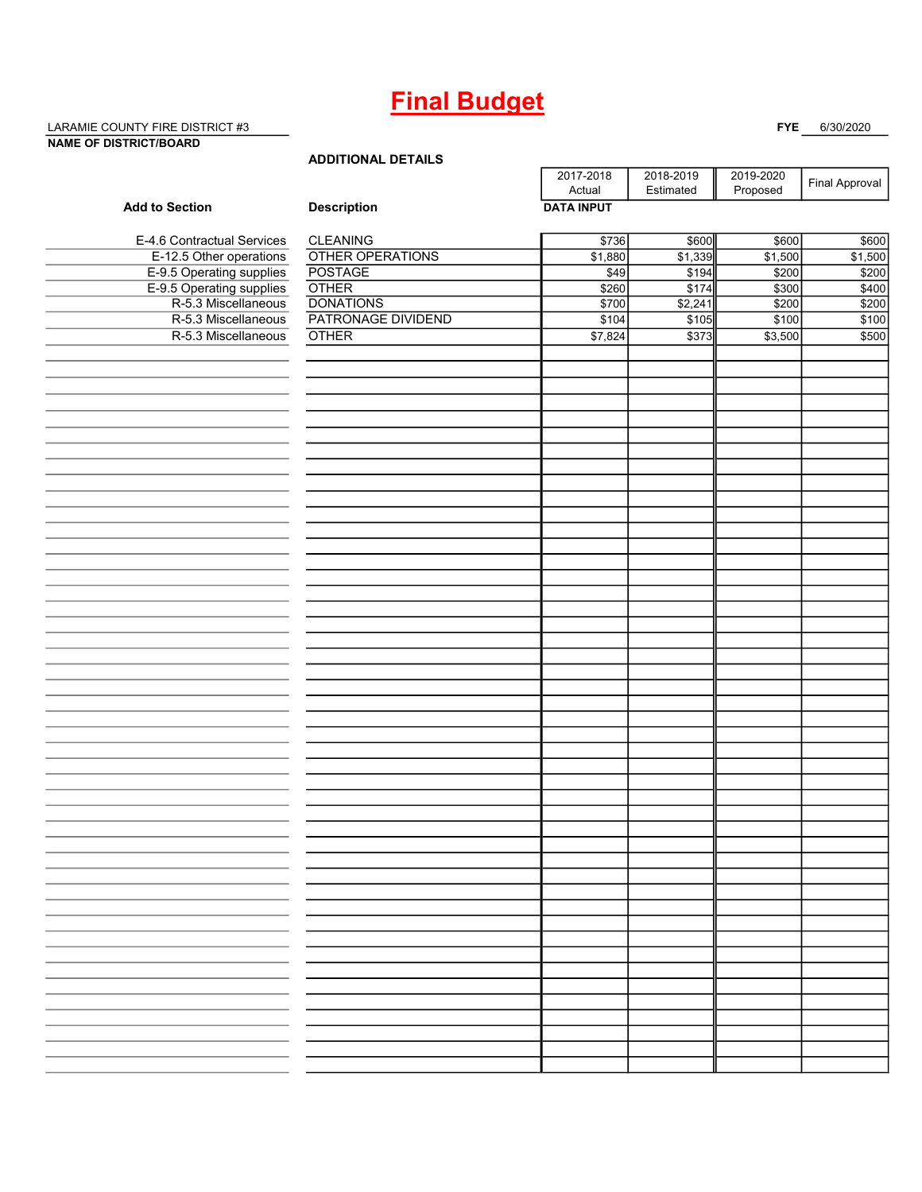# Final Budget

LARAMIE COUNTY FIRE DISTRICT #3

**NAME OF DISTRICT/BOARD**

**FYE** 6/30/2020

**ADDITIONAL DETAILS**

| **Add to Section** | **Description** | 2017-2018 Actual | 2018-2019 Estimated | 2019-2020 Proposed | Final Approval |
|---|---|---|---|---|---|
| | | **DATA INPUT** | | | |
| E-4.6 Contractual Services | CLEANING | $736 | $600 | $600 | $600 |
| E-12.5 Other operations | OTHER OPERATIONS | $1,880 | $1,339 | $1,500 | $1,500 |
| E-9.5 Operating supplies | POSTAGE | $49 | $194 | $200 | $200 |
| E-9.5 Operating supplies | OTHER | $260 | $174 | $300 | $400 |
| R-5.3 Miscellaneous | DONATIONS | $700 | $2,241 | $200 | $200 |
| R-5.3 Miscellaneous | PATRONAGE DIVIDEND | $104 | $105 | $100 | $100 |
| R-5.3 Miscellaneous | OTHER | $7,824 | $373 | $3,500 | $500 |